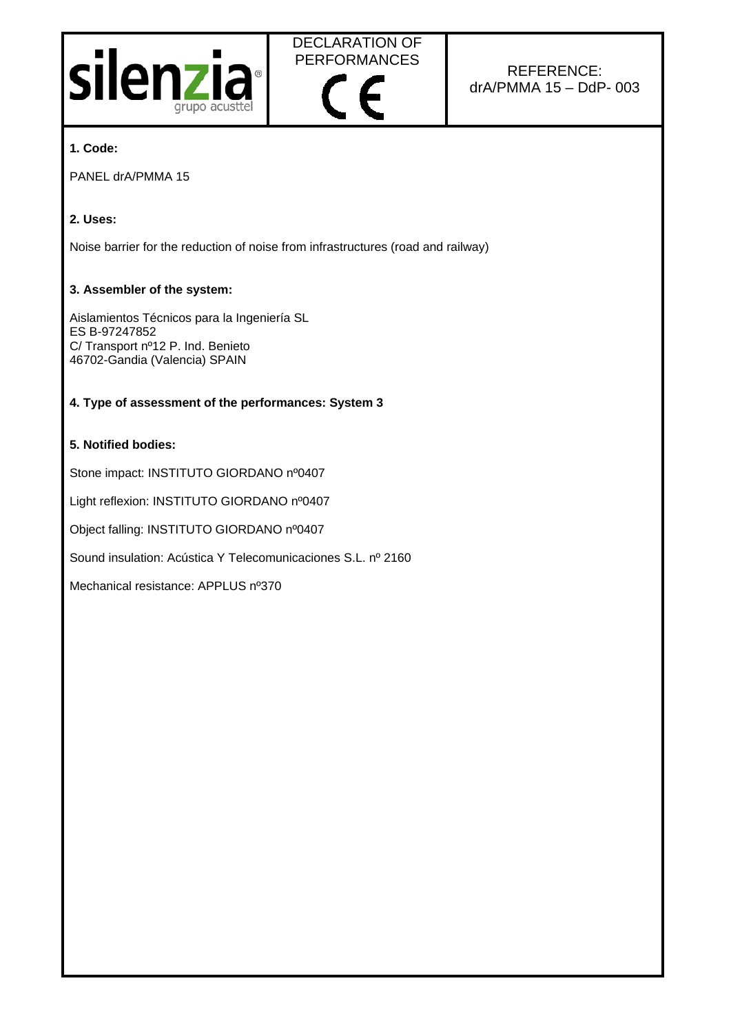silenzia® grupo acusttel

DECLARATION OF PERFORMANCES

CE

REFERENCE:
drA/PMMA 15 – DdP- 003

**1. Code:**

PANEL drA/PMMA 15

**2. Uses:**

Noise barrier for the reduction of noise from infrastructures (road and railway)

**3. Assembler of the system:**

Aislamientos Técnicos para la Ingeniería SL
ES B-97247852
C/ Transport nº12 P. Ind. Benieto
46702-Gandia (Valencia) SPAIN

**4. Type of assessment of the performances: System 3**

**5. Notified bodies:**

Stone impact: INSTITUTO GIORDANO nº0407

Light reflexion: INSTITUTO GIORDANO nº0407

Object falling: INSTITUTO GIORDANO nº0407

Sound insulation: Acústica Y Telecomunicaciones S.L. nº 2160

Mechanical resistance: APPLUS nº370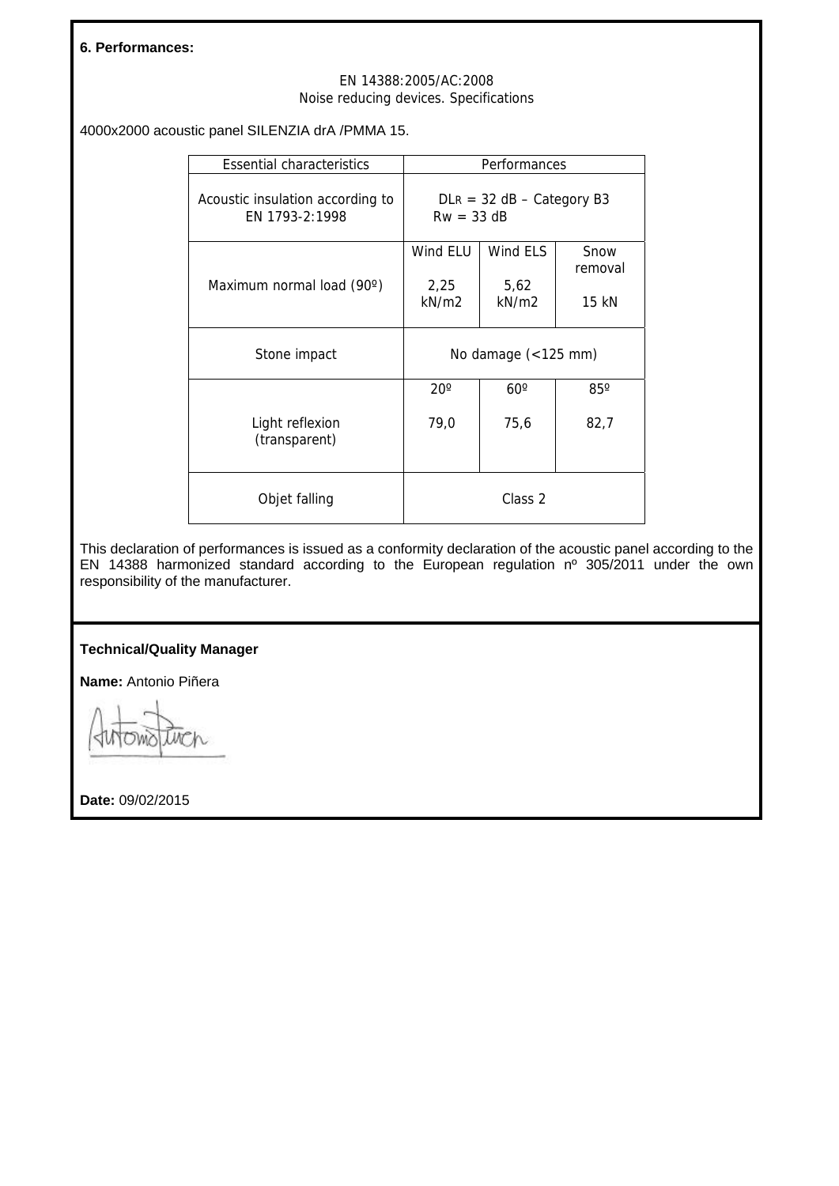**6. Performances:**

EN 14388:2005/AC:2008
Noise reducing devices. Specifications

4000x2000 acoustic panel SILENZIA drA /PMMA 15.

| Essential characteristics | Performances | | |
|---|---|---|---|
| Acoustic insulation according to EN 1793-2:1998 | $DL_R$ = 32 dB – Category B3<br>Rw = 33 dB | | |
| Maximum normal load (90º) | Wind ELU<br><br>2,25 kN/m2 | Wind ELS<br><br>5,62 kN/m2 | Snow removal<br><br>15 kN |
| Stone impact | No damage (<125 mm) | | |
| Light reflexion (transparent) | 20º<br><br>79,0 | 60º<br><br>75,6 | 85º<br><br>82,7 |
| Objet falling | Class 2 | | |

This declaration of performances is issued as a conformity declaration of the acoustic panel according to the EN 14388 harmonized standard according to the European regulation nº 305/2011 under the own responsibility of the manufacturer.

**Technical/Quality Manager**

**Name:** Antonio Piñera

**Date:** 09/02/2015